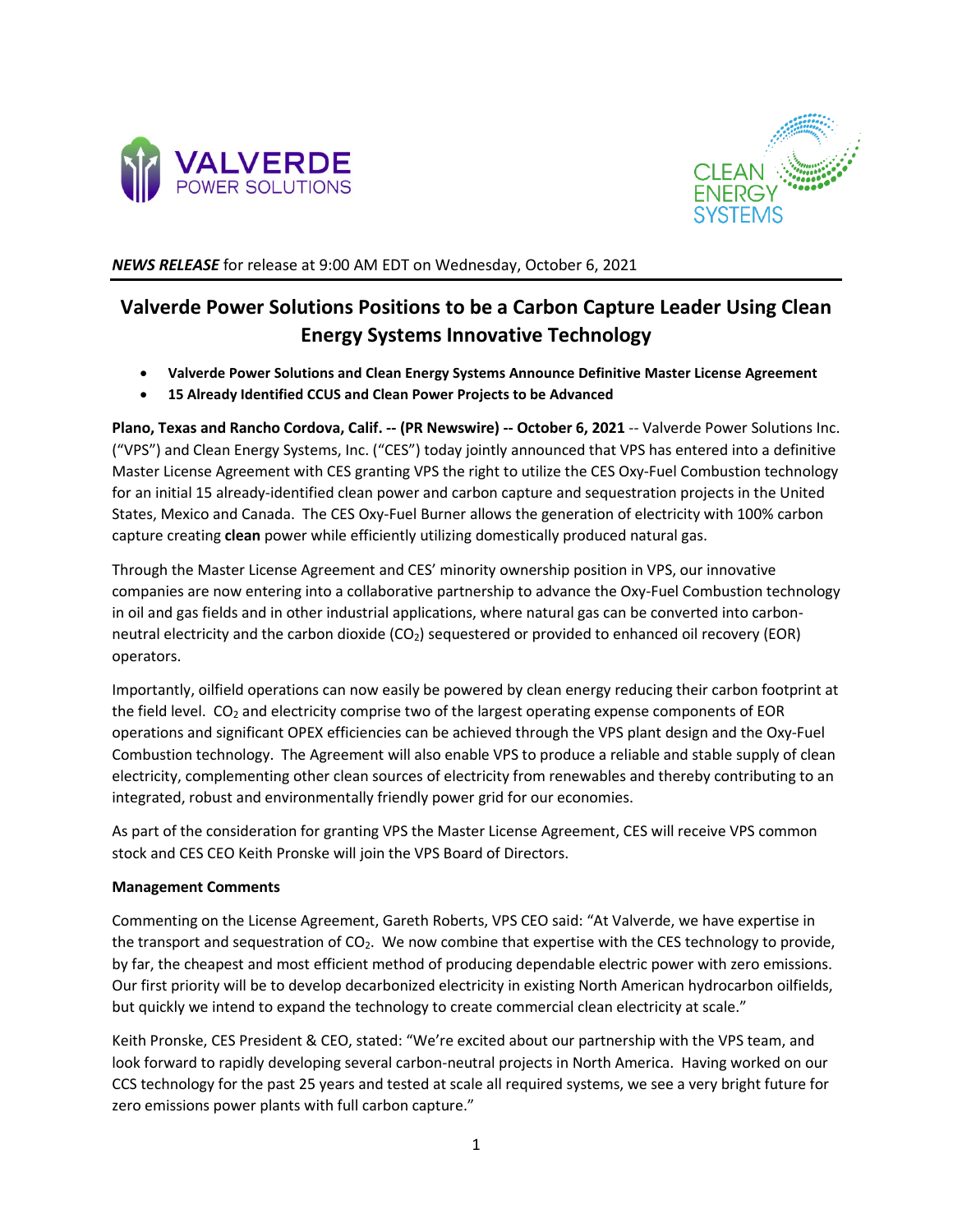***NEWS RELEASE*** for release at 9:00 AM EDT on Wednesday, October 6, 2021

# Valverde Power Solutions Positions to be a Carbon Capture Leader Using Clean Energy Systems Innovative Technology

- **Valverde Power Solutions and Clean Energy Systems Announce Definitive Master License Agreement**
- **15 Already Identified CCUS and Clean Power Projects to be Advanced**

**Plano, Texas and Rancho Cordova, Calif. -- (PR Newswire) -- October 6, 2021** -- Valverde Power Solutions Inc. ("VPS") and Clean Energy Systems, Inc. ("CES") today jointly announced that VPS has entered into a definitive Master License Agreement with CES granting VPS the right to utilize the CES Oxy-Fuel Combustion technology for an initial 15 already-identified clean power and carbon capture and sequestration projects in the United States, Mexico and Canada. The CES Oxy-Fuel Burner allows the generation of electricity with 100% carbon capture creating **clean** power while efficiently utilizing domestically produced natural gas.

Through the Master License Agreement and CES' minority ownership position in VPS, our innovative companies are now entering into a collaborative partnership to advance the Oxy-Fuel Combustion technology in oil and gas fields and in other industrial applications, where natural gas can be converted into carbon-neutral electricity and the carbon dioxide ($CO_2$) sequestered or provided to enhanced oil recovery (EOR) operators.

Importantly, oilfield operations can now easily be powered by clean energy reducing their carbon footprint at the field level. $CO_2$ and electricity comprise two of the largest operating expense components of EOR operations and significant OPEX efficiencies can be achieved through the VPS plant design and the Oxy-Fuel Combustion technology. The Agreement will also enable VPS to produce a reliable and stable supply of clean electricity, complementing other clean sources of electricity from renewables and thereby contributing to an integrated, robust and environmentally friendly power grid for our economies.

As part of the consideration for granting VPS the Master License Agreement, CES will receive VPS common stock and CES CEO Keith Pronske will join the VPS Board of Directors.

**Management Comments**

Commenting on the License Agreement, Gareth Roberts, VPS CEO said: "At Valverde, we have expertise in the transport and sequestration of $CO_2$. We now combine that expertise with the CES technology to provide, by far, the cheapest and most efficient method of producing dependable electric power with zero emissions. Our first priority will be to develop decarbonized electricity in existing North American hydrocarbon oilfields, but quickly we intend to expand the technology to create commercial clean electricity at scale."

Keith Pronske, CES President & CEO, stated: "We're excited about our partnership with the VPS team, and look forward to rapidly developing several carbon-neutral projects in North America. Having worked on our CCS technology for the past 25 years and tested at scale all required systems, we see a very bright future for zero emissions power plants with full carbon capture."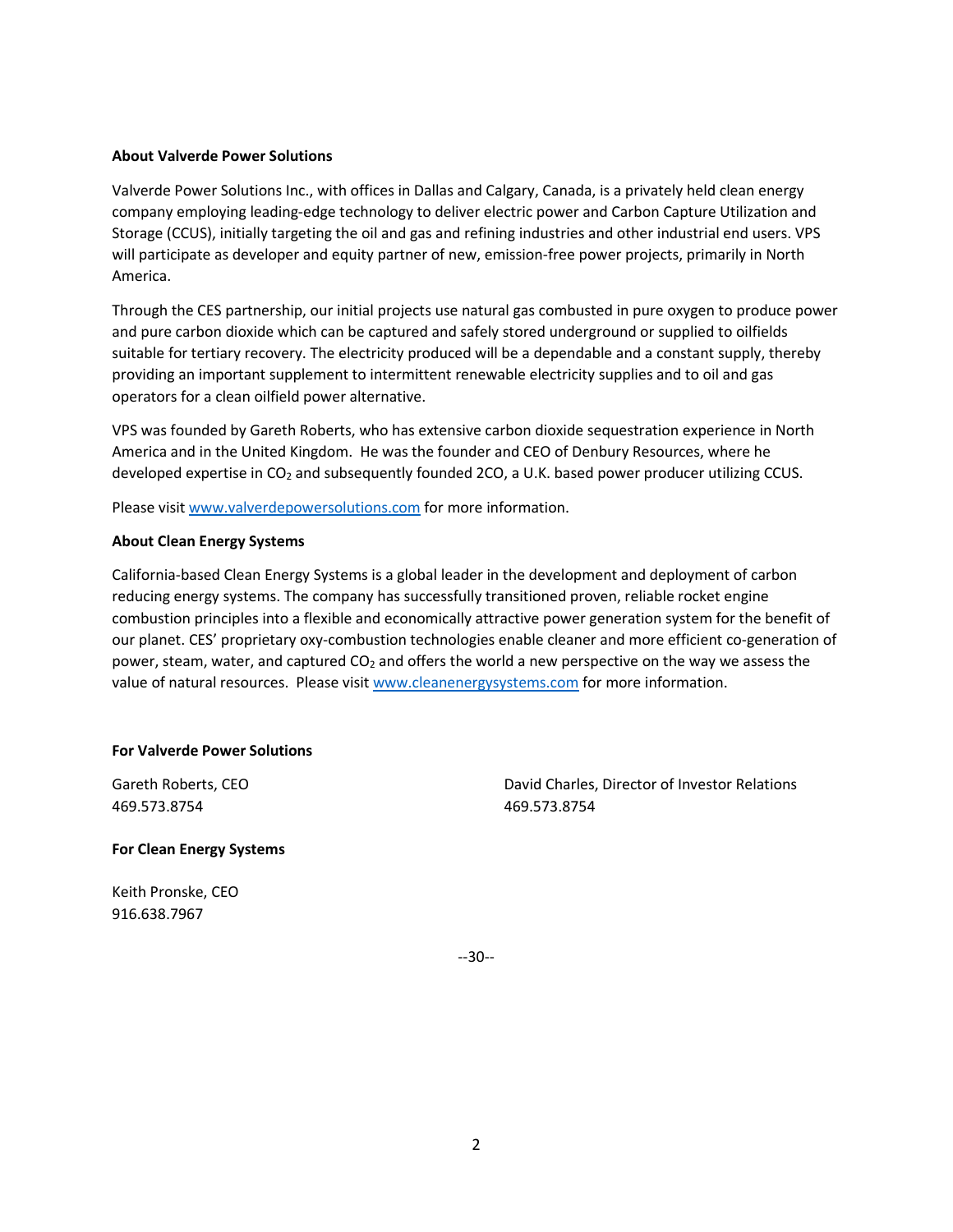**About Valverde Power Solutions**

Valverde Power Solutions Inc., with offices in Dallas and Calgary, Canada, is a privately held clean energy company employing leading-edge technology to deliver electric power and Carbon Capture Utilization and Storage (CCUS), initially targeting the oil and gas and refining industries and other industrial end users. VPS will participate as developer and equity partner of new, emission-free power projects, primarily in North America.

Through the CES partnership, our initial projects use natural gas combusted in pure oxygen to produce power and pure carbon dioxide which can be captured and safely stored underground or supplied to oilfields suitable for tertiary recovery. The electricity produced will be a dependable and a constant supply, thereby providing an important supplement to intermittent renewable electricity supplies and to oil and gas operators for a clean oilfield power alternative.

VPS was founded by Gareth Roberts, who has extensive carbon dioxide sequestration experience in North America and in the United Kingdom. He was the founder and CEO of Denbury Resources, where he developed expertise in $CO_2$ and subsequently founded 2CO, a U.K. based power producer utilizing CCUS.

Please visit [www.valverdepowersolutions.com](http://www.valverdepowersolutions.com) for more information.

**About Clean Energy Systems**

California-based Clean Energy Systems is a global leader in the development and deployment of carbon reducing energy systems. The company has successfully transitioned proven, reliable rocket engine combustion principles into a flexible and economically attractive power generation system for the benefit of our planet. CES' proprietary oxy-combustion technologies enable cleaner and more efficient co-generation of power, steam, water, and captured $CO_2$ and offers the world a new perspective on the way we assess the value of natural resources. Please visit [www.cleanenergysystems.com](http://www.cleanenergysystems.com) for more information.

**For Valverde Power Solutions**

Gareth Roberts, CEO
469.573.8754

David Charles, Director of Investor Relations
469.573.8754

**For Clean Energy Systems**

Keith Pronske, CEO
916.638.7967

--30--